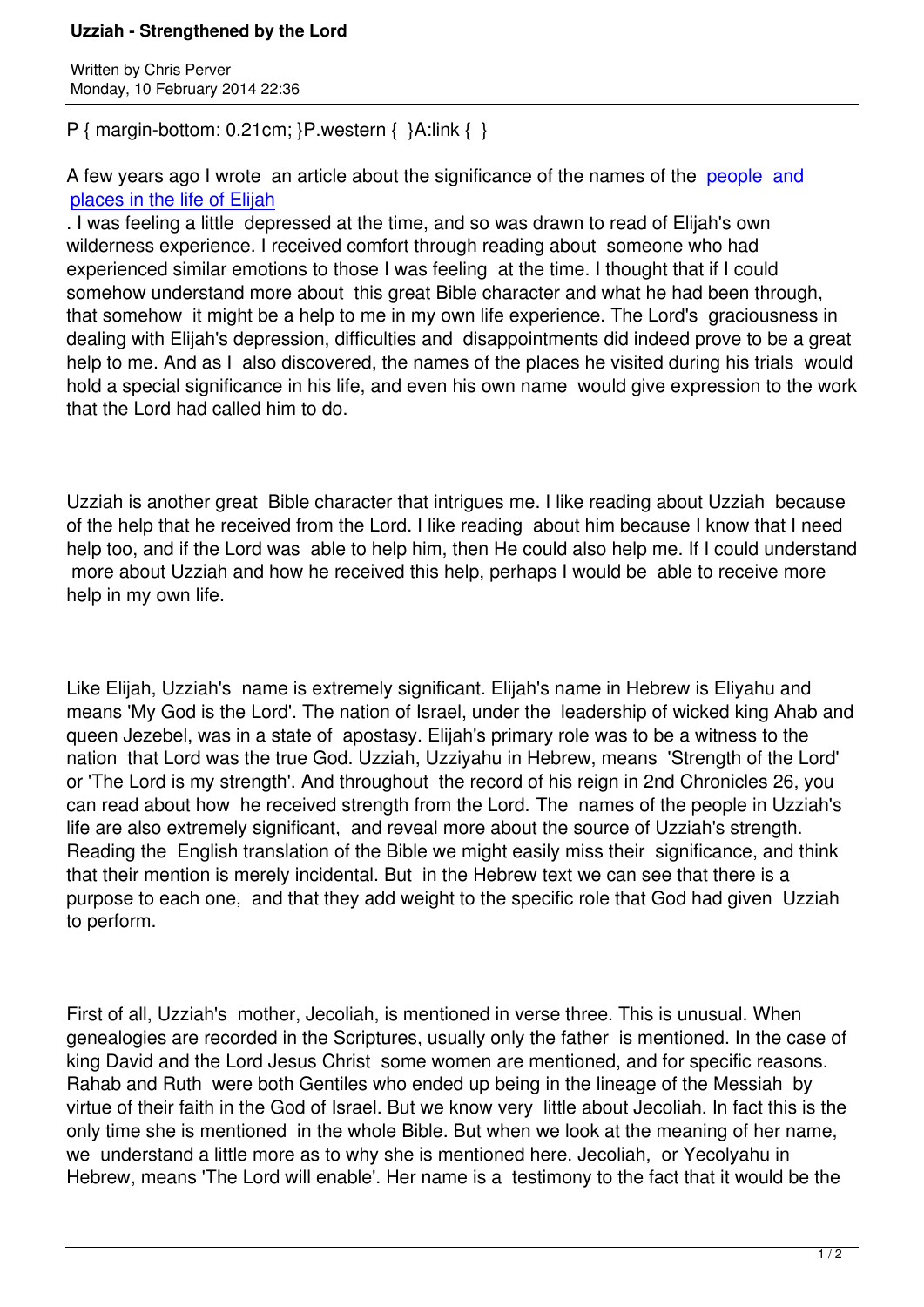# Uzziah - Strengthened by the Lord

Written by Chris Perver
Monday, 10 February 2014 22:36

P { margin-bottom: 0.21cm; }P.western { }A:link { }

A few years ago I wrote an article about the significance of the names of the people and places in the life of Elijah. I was feeling a little depressed at the time, and so was drawn to read of Elijah's own wilderness experience. I received comfort through reading about someone who had experienced similar emotions to those I was feeling at the time. I thought that if I could somehow understand more about this great Bible character and what he had been through, that somehow it might be a help to me in my own life experience. The Lord's graciousness in dealing with Elijah's depression, difficulties and disappointments did indeed prove to be a great help to me. And as I also discovered, the names of the places he visited during his trials would hold a special significance in his life, and even his own name would give expression to the work that the Lord had called him to do.

Uzziah is another great Bible character that intrigues me. I like reading about Uzziah because of the help that he received from the Lord. I like reading about him because I know that I need help too, and if the Lord was able to help him, then He could also help me. If I could understand more about Uzziah and how he received this help, perhaps I would be able to receive more help in my own life.

Like Elijah, Uzziah's name is extremely significant. Elijah's name in Hebrew is Eliyahu and means 'My God is the Lord'. The nation of Israel, under the leadership of wicked king Ahab and queen Jezebel, was in a state of apostasy. Elijah's primary role was to be a witness to the nation that Lord was the true God. Uzziah, Uzziyahu in Hebrew, means 'Strength of the Lord' or 'The Lord is my strength'. And throughout the record of his reign in 2nd Chronicles 26, you can read about how he received strength from the Lord. The names of the people in Uzziah's life are also extremely significant, and reveal more about the source of Uzziah's strength. Reading the English translation of the Bible we might easily miss their significance, and think that their mention is merely incidental. But in the Hebrew text we can see that there is a purpose to each one, and that they add weight to the specific role that God had given Uzziah to perform.

First of all, Uzziah's mother, Jecoliah, is mentioned in verse three. This is unusual. When genealogies are recorded in the Scriptures, usually only the father is mentioned. In the case of king David and the Lord Jesus Christ some women are mentioned, and for specific reasons. Rahab and Ruth were both Gentiles who ended up being in the lineage of the Messiah by virtue of their faith in the God of Israel. But we know very little about Jecoliah. In fact this is the only time she is mentioned in the whole Bible. But when we look at the meaning of her name, we understand a little more as to why she is mentioned here. Jecoliah, or Yecolyahu in Hebrew, means 'The Lord will enable'. Her name is a testimony to the fact that it would be the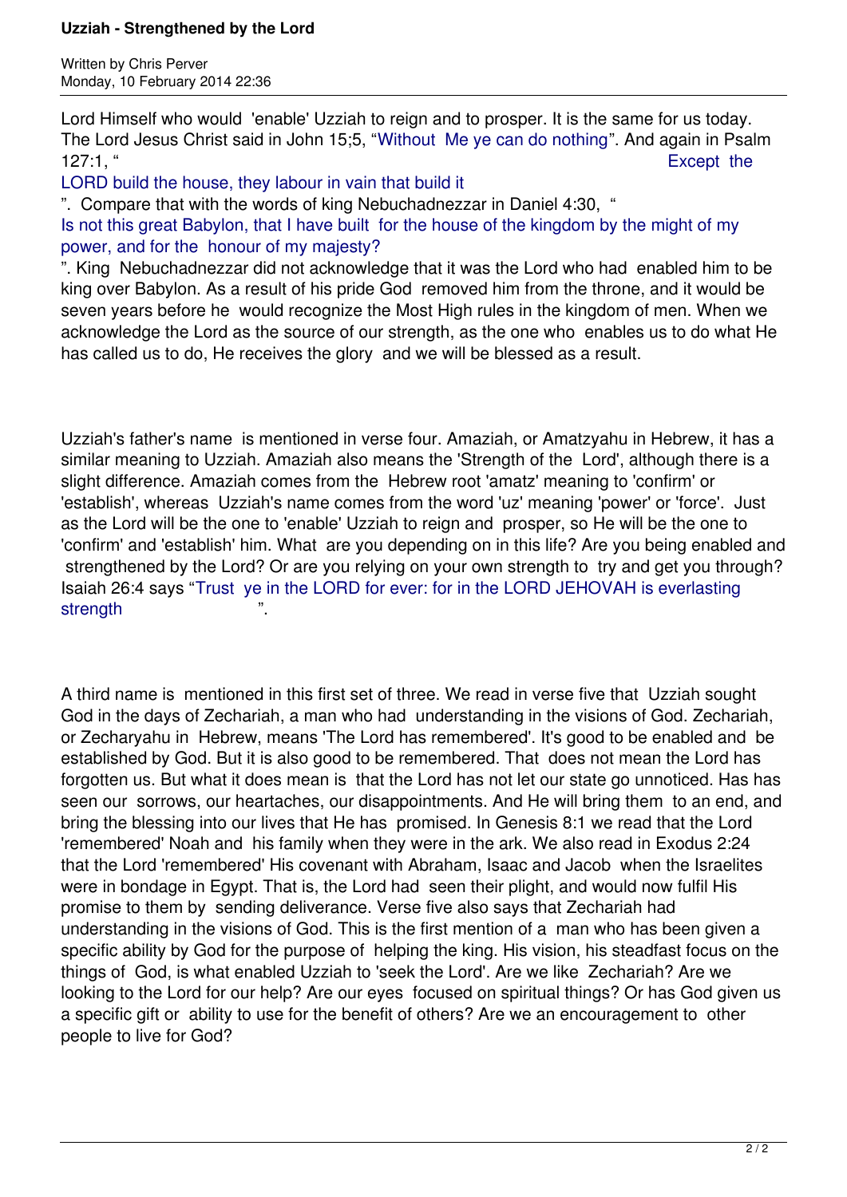Lord Himself who would 'enable' Uzziah to reign and to prosper. It is the same for us today. The Lord Jesus Christ said in John 15;5, "Without Me ye can do nothing". And again in Psalm 127:1, "Except the LORD build the house, they labour in vain that build it". Compare that with the words of king Nebuchadnezzar in Daniel 4:30, "Is not this great Babylon, that I have built for the house of the kingdom by the might of my power, and for the honour of my majesty?". King Nebuchadnezzar did not acknowledge that it was the Lord who had enabled him to be king over Babylon. As a result of his pride God removed him from the throne, and it would be seven years before he would recognize the Most High rules in the kingdom of men. When we acknowledge the Lord as the source of our strength, as the one who enables us to do what He has called us to do, He receives the glory and we will be blessed as a result.

Uzziah's father's name is mentioned in verse four. Amaziah, or Amatzyahu in Hebrew, it has a similar meaning to Uzziah. Amaziah also means the 'Strength of the Lord', although there is a slight difference. Amaziah comes from the Hebrew root 'amatz' meaning to 'confirm' or 'establish', whereas Uzziah's name comes from the word 'uz' meaning 'power' or 'force'. Just as the Lord will be the one to 'enable' Uzziah to reign and prosper, so He will be the one to 'confirm' and 'establish' him. What are you depending on in this life? Are you being enabled and strengthened by the Lord? Or are you relying on your own strength to try and get you through? Isaiah 26:4 says "Trust ye in the LORD for ever: for in the LORD JEHOVAH is everlasting strength".

A third name is mentioned in this first set of three. We read in verse five that Uzziah sought God in the days of Zechariah, a man who had understanding in the visions of God. Zechariah, or Zecharyahu in Hebrew, means 'The Lord has remembered'. It's good to be enabled and be established by God. But it is also good to be remembered. That does not mean the Lord has forgotten us. But what it does mean is that the Lord has not let our state go unnoticed. Has has seen our sorrows, our heartaches, our disappointments. And He will bring them to an end, and bring the blessing into our lives that He has promised. In Genesis 8:1 we read that the Lord 'remembered' Noah and his family when they were in the ark. We also read in Exodus 2:24 that the Lord 'remembered' His covenant with Abraham, Isaac and Jacob when the Israelites were in bondage in Egypt. That is, the Lord had seen their plight, and would now fulfil His promise to them by sending deliverance. Verse five also says that Zechariah had understanding in the visions of God. This is the first mention of a man who has been given a specific ability by God for the purpose of helping the king. His vision, his steadfast focus on the things of God, is what enabled Uzziah to 'seek the Lord'. Are we like Zechariah? Are we looking to the Lord for our help? Are our eyes focused on spiritual things? Or has God given us a specific gift or ability to use for the benefit of others? Are we an encouragement to other people to live for God?